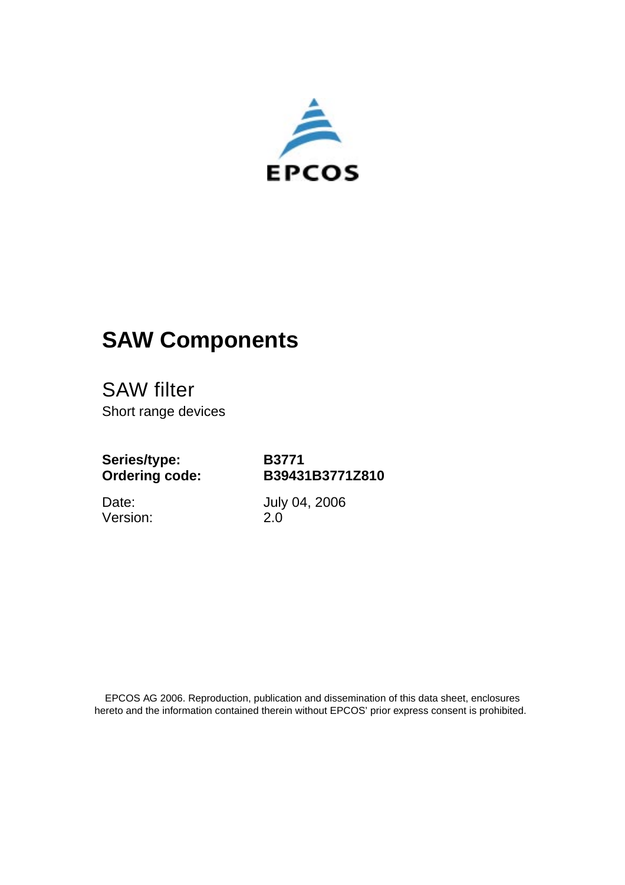EPCOS

# SAW Components

## SAW filter

Short range devices

**Series/type:** **B3771**
**Ordering code:** **B39431B3771Z810**

Date: July 04, 2006
Version: 2.0

EPCOS AG 2006. Reproduction, publication and dissemination of this data sheet, enclosures hereto and the information contained therein without EPCOS' prior express consent is prohibited.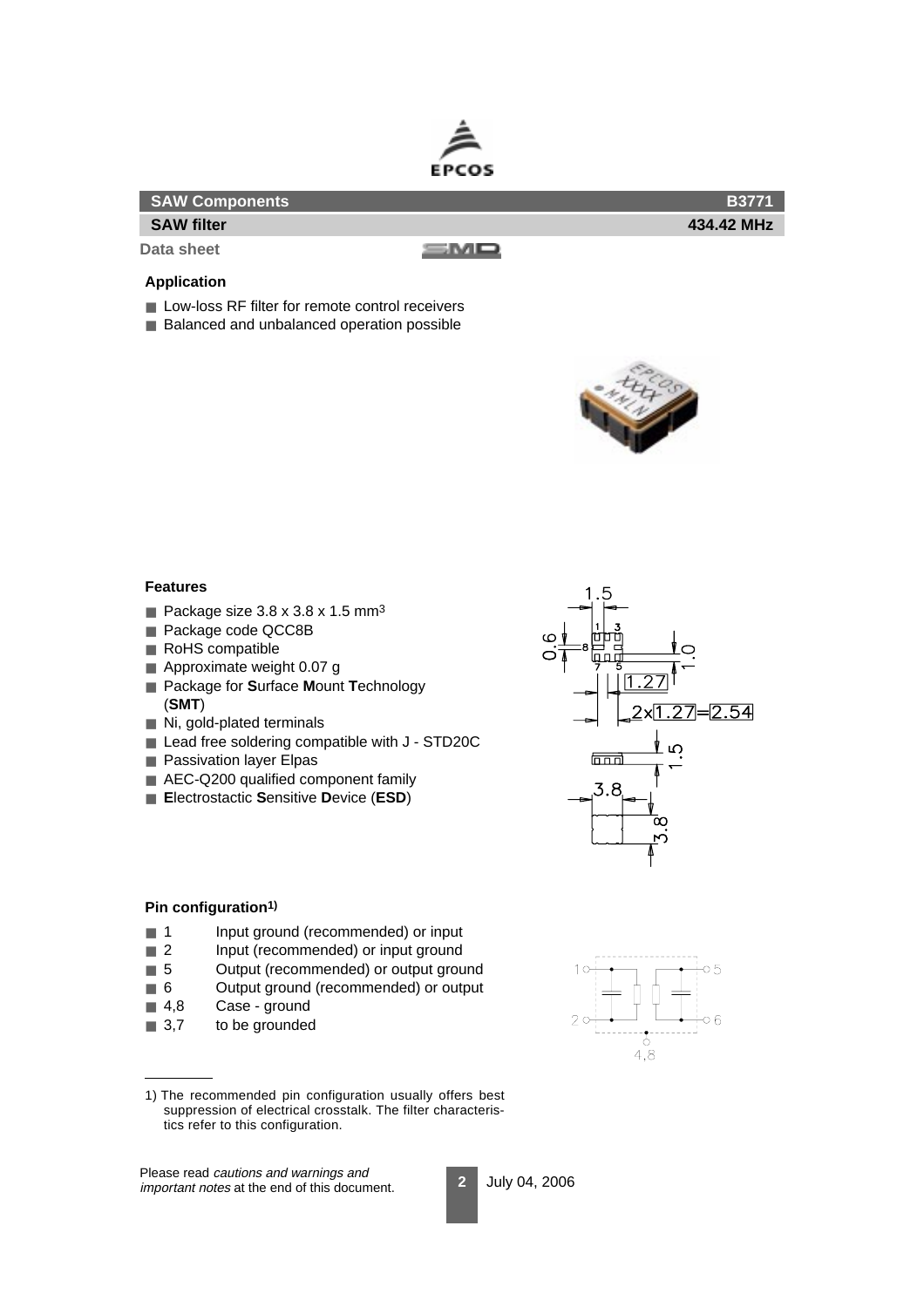**SAW Components** **B3771**

**SAW filter** **434.42 MHz**

**Data sheet**

### Application

- Low-loss RF filter for remote control receivers
- Balanced and unbalanced operation possible

### Features

- Package size 3.8 x 3.8 x 1.5 mm$^3$
- Package code QCC8B
- RoHS compatible
- Approximate weight 0.07 g
- Package for **S**urface **M**ount **T**echnology (**SMT**)
- Ni, gold-plated terminals
- Lead free soldering compatible with J - STD20C
- Passivation layer Elpas
- AEC-Q200 qualified component family
- **E**lectrostatic **S**ensitive **D**evice (**ESD**)

### Pin configuration[1)]

- 1 Input ground (recommended) or input
- 2 Input (recommended) or input ground
- 5 Output (recommended) or output ground
- 6 Output ground (recommended) or output
- 4,8 Case - ground
- 3,7 to be grounded

1) The recommended pin configuration usually offers best suppression of electrical crosstalk. The filter characteristics refer to this configuration.

Please read *cautions and warnings and important notes* at the end of this document.

July 04, 2006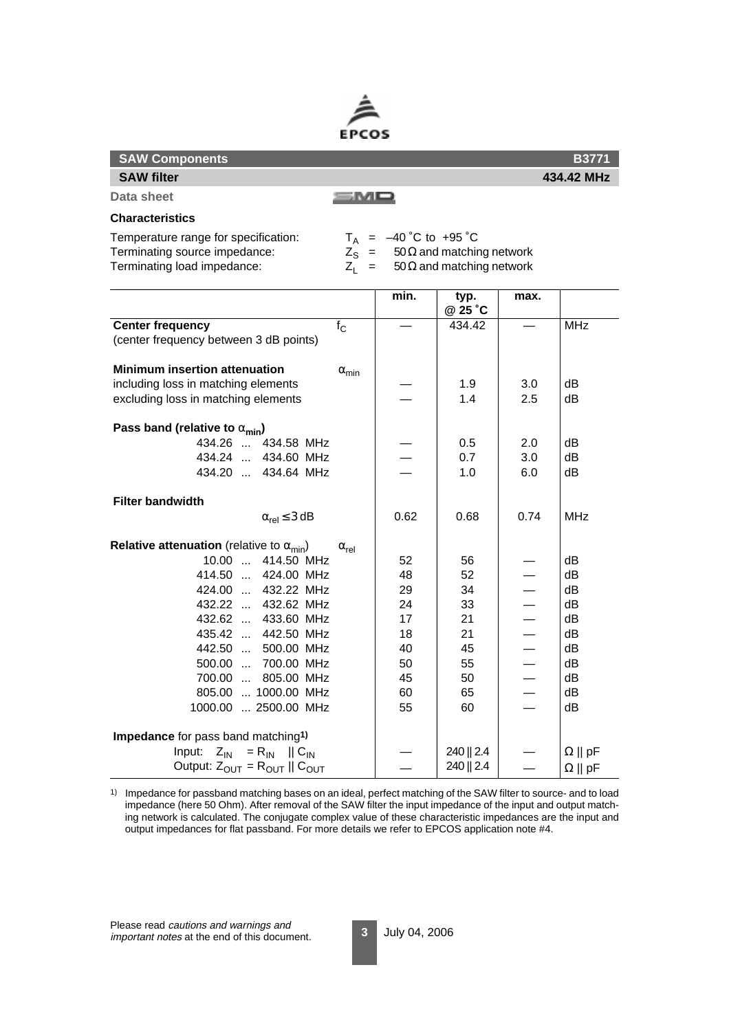EPCOS

**SAW Components** **B3771**

**SAW filter** **434.42 MHz**

**Data sheet**

SMD

### Characteristics

Temperature range for specification: $T_A$ = –40 ˚C to +95 ˚C
Terminating source impedance: $Z_S$ = 50 Ω and matching network
Terminating load impedance: $Z_L$ = 50 Ω and matching network

| | | min. | typ. @ 25 ˚C | max. | |
|---|---|---|---|---|---|
| **Center frequency** (center frequency between 3 dB points) | $f_C$ | — | 434.42 | — | MHz |
| **Minimum insertion attenuation** | $\alpha_{min}$ | | | | |
| including loss in matching elements | | — | 1.9 | 3.0 | dB |
| excluding loss in matching elements | | — | 1.4 | 2.5 | dB |
| **Pass band (relative to $\alpha_{min}$)** | | | | | |
| 434.26 ... 434.58 MHz | | — | 0.5 | 2.0 | dB |
| 434.24 ... 434.60 MHz | | — | 0.7 | 3.0 | dB |
| 434.20 ... 434.64 MHz | | — | 1.0 | 6.0 | dB |
| **Filter bandwidth** | | | | | |
| $\alpha_{rel} \leq 3$ dB | | 0.62 | 0.68 | 0.74 | MHz |
| **Relative attenuation** (relative to $\alpha_{min}$) | $\alpha_{rel}$ | | | | |
| 10.00 ... 414.50 MHz | | 52 | 56 | — | dB |
| 414.50 ... 424.00 MHz | | 48 | 52 | — | dB |
| 424.00 ... 432.22 MHz | | 29 | 34 | — | dB |
| 432.22 ... 432.62 MHz | | 24 | 33 | — | dB |
| 432.62 ... 433.60 MHz | | 17 | 21 | — | dB |
| 435.42 ... 442.50 MHz | | 18 | 21 | — | dB |
| 442.50 ... 500.00 MHz | | 40 | 45 | — | dB |
| 500.00 ... 700.00 MHz | | 50 | 55 | — | dB |
| 700.00 ... 805.00 MHz | | 45 | 50 | — | dB |
| 805.00 ... 1000.00 MHz | | 60 | 65 | — | dB |
| 1000.00 ... 2500.00 MHz | | 55 | 60 | — | dB |
| **Impedance** for pass band matching[1] | | | | | |
| Input: $Z_{IN} = R_{IN} \parallel C_{IN}$ | | — | 240 ‖ 2.4 | — | Ω ‖ pF |
| Output: $Z_{OUT} = R_{OUT} \parallel C_{OUT}$ | | — | 240 ‖ 2.4 | — | Ω ‖ pF |

[1] Impedance for passband matching bases on an ideal, perfect matching of the SAW filter to source- and to load impedance (here 50 Ohm). After removal of the SAW filter the input impedance of the input and output matching network is calculated. The conjugate complex value of these characteristic impedances are the input and output impedances for flat passband. For more details we refer to EPCOS application note #4.

Please read *cautions and warnings and important notes* at the end of this document.

July 04, 2006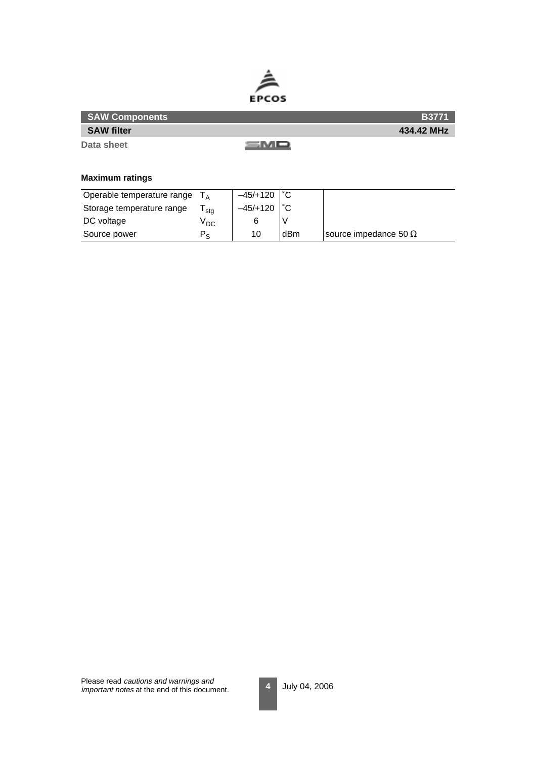## Maximum ratings

| | | | | |
|---|---|---|---|---|
| Operable temperature range | $T_A$ | –45/+120 | ˚C | |
| Storage temperature range | $T_{stg}$ | –45/+120 | ˚C | |
| DC voltage | $V_{DC}$ | 6 | V | |
| Source power | $P_S$ | 10 | dBm | source impedance 50 Ω |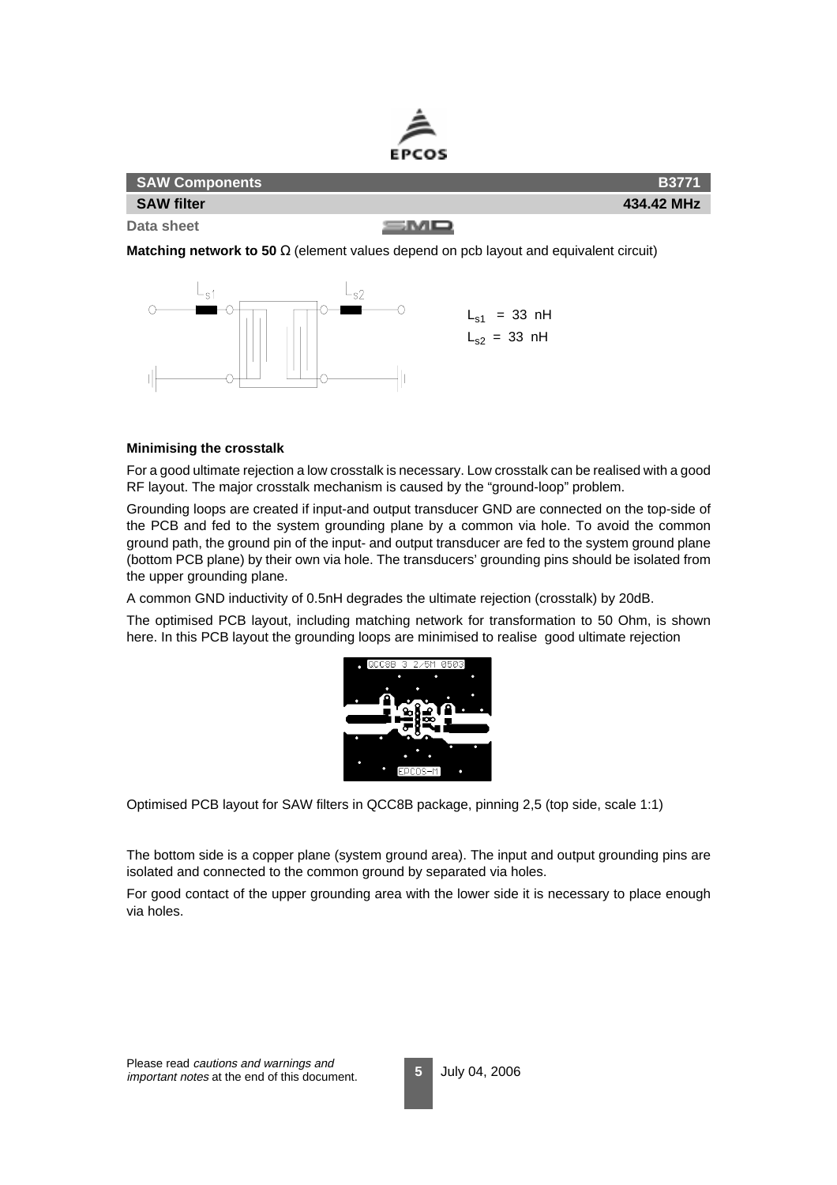**Matching network to 50 Ω** (element values depend on pcb layout and equivalent circuit)

$L_{s1}$ = 33 nH
$L_{s2}$ = 33 nH

**Minimising the crosstalk**

For a good ultimate rejection a low crosstalk is necessary. Low crosstalk can be realised with a good RF layout. The major crosstalk mechanism is caused by the “ground-loop” problem.

Grounding loops are created if input-and output transducer GND are connected on the top-side of the PCB and fed to the system grounding plane by a common via hole. To avoid the common ground path, the ground pin of the input- and output transducer are fed to the system ground plane (bottom PCB plane) by their own via hole. The transducers' grounding pins should be isolated from the upper grounding plane.

A common GND inductivity of 0.5nH degrades the ultimate rejection (crosstalk) by 20dB.

The optimised PCB layout, including matching network for transformation to 50 Ohm, is shown here. In this PCB layout the grounding loops are minimised to realise good ultimate rejection

Optimised PCB layout for SAW filters in QCC8B package, pinning 2,5 (top side, scale 1:1)

The bottom side is a copper plane (system ground area). The input and output grounding pins are isolated and connected to the common ground by separated via holes.

For good contact of the upper grounding area with the lower side it is necessary to place enough via holes.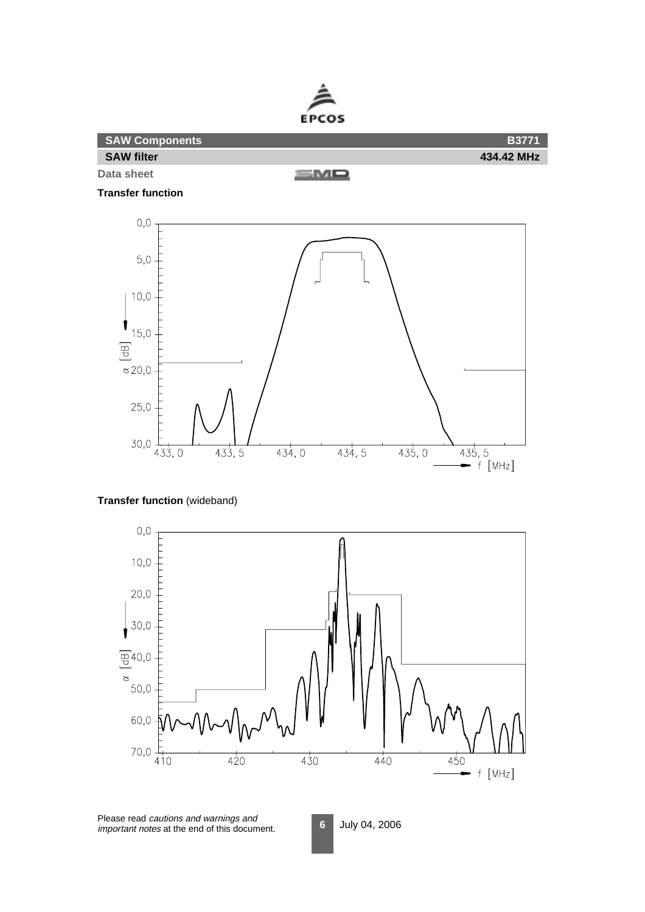**SAW Components** **B3771**

**SAW filter** **434.42 MHz**

**Data sheet**

**Transfer function**

**Transfer function** (wideband)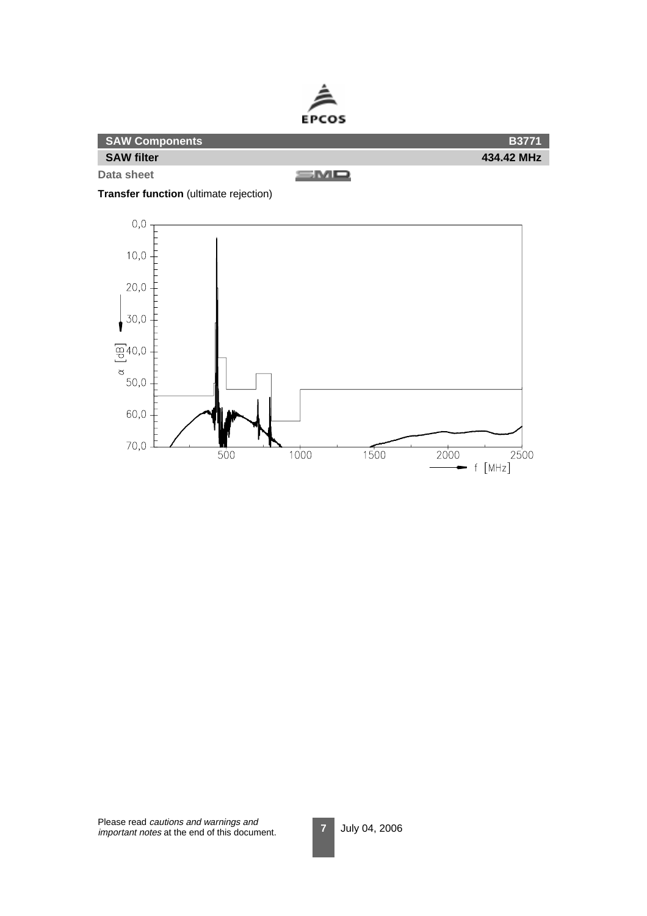**SAW Components** **B3771**

**SAW filter** **434.42 MHz**

**Data sheet**

**Transfer function** (ultimate rejection)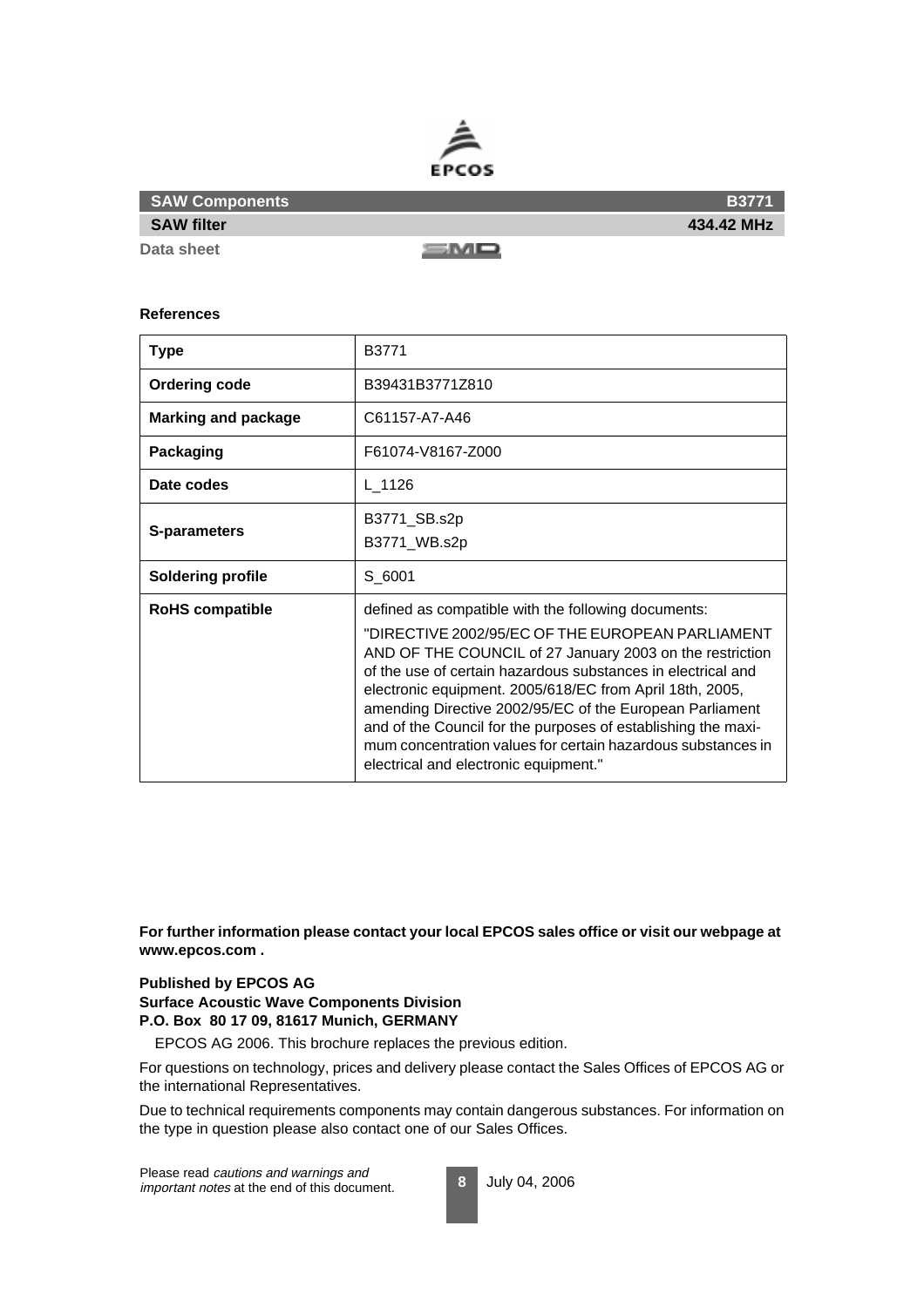| SAW Components | B3771 |
|---|---|
| SAW filter | 434.42 MHz |

Data sheet

### References

| Type | B3771 |
|---|---|
| **Ordering code** | B39431B3771Z810 |
| **Marking and package** | C61157-A7-A46 |
| **Packaging** | F61074-V8167-Z000 |
| **Date codes** | L_1126 |
| **S-parameters** | B3771_SB.s2p<br>B3771_WB.s2p |
| **Soldering profile** | S_6001 |
| **RoHS compatible** | defined as compatible with the following documents:<br>"DIRECTIVE 2002/95/EC OF THE EUROPEAN PARLIAMENT AND OF THE COUNCIL of 27 January 2003 on the restriction of the use of certain hazardous substances in electrical and electronic equipment. 2005/618/EC from April 18th, 2005, amending Directive 2002/95/EC of the European Parliament and of the Council for the purposes of establishing the maximum concentration values for certain hazardous substances in electrical and electronic equipment." |

**For further information please contact your local EPCOS sales office or visit our webpage at www.epcos.com .**

**Published by EPCOS AG**
**Surface Acoustic Wave Components Division**
**P.O. Box 80 17 09, 81617 Munich, GERMANY**

EPCOS AG 2006. This brochure replaces the previous edition.

For questions on technology, prices and delivery please contact the Sales Offices of EPCOS AG or the international Representatives.

Due to technical requirements components may contain dangerous substances. For information on the type in question please also contact one of our Sales Offices.

Please read *cautions and warnings and important notes* at the end of this document.

July 04, 2006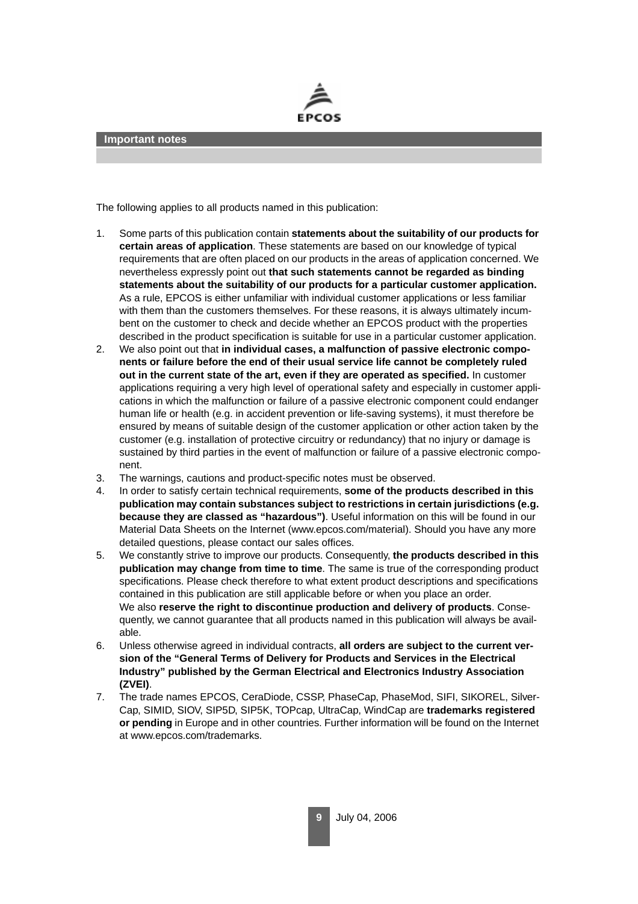## Important notes

The following applies to all products named in this publication:

1. Some parts of this publication contain **statements about the suitability of our products for certain areas of application**. These statements are based on our knowledge of typical requirements that are often placed on our products in the areas of application concerned. We nevertheless expressly point out **that such statements cannot be regarded as binding statements about the suitability of our products for a particular customer application.** As a rule, EPCOS is either unfamiliar with individual customer applications or less familiar with them than the customers themselves. For these reasons, it is always ultimately incumbent on the customer to check and decide whether an EPCOS product with the properties described in the product specification is suitable for use in a particular customer application.
2. We also point out that **in individual cases, a malfunction of passive electronic components or failure before the end of their usual service life cannot be completely ruled out in the current state of the art, even if they are operated as specified.** In customer applications requiring a very high level of operational safety and especially in customer applications in which the malfunction or failure of a passive electronic component could endanger human life or health (e.g. in accident prevention or life-saving systems), it must therefore be ensured by means of suitable design of the customer application or other action taken by the customer (e.g. installation of protective circuitry or redundancy) that no injury or damage is sustained by third parties in the event of malfunction or failure of a passive electronic component.
3. The warnings, cautions and product-specific notes must be observed.
4. In order to satisfy certain technical requirements, **some of the products described in this publication may contain substances subject to restrictions in certain jurisdictions (e.g. because they are classed as "hazardous")**. Useful information on this will be found in our Material Data Sheets on the Internet (www.epcos.com/material). Should you have any more detailed questions, please contact our sales offices.
5. We constantly strive to improve our products. Consequently, **the products described in this publication may change from time to time**. The same is true of the corresponding product specifications. Please check therefore to what extent product descriptions and specifications contained in this publication are still applicable before or when you place an order.
   We also **reserve the right to discontinue production and delivery of products**. Consequently, we cannot guarantee that all products named in this publication will always be available.
6. Unless otherwise agreed in individual contracts, **all orders are subject to the current version of the "General Terms of Delivery for Products and Services in the Electrical Industry" published by the German Electrical and Electronics Industry Association (ZVEI)**.
7. The trade names EPCOS, CeraDiode, CSSP, PhaseCap, PhaseMod, SIFI, SIKOREL, SilverCap, SIMID, SIOV, SIP5D, SIP5K, TOPcap, UltraCap, WindCap are **trademarks registered or pending** in Europe and in other countries. Further information will be found on the Internet at www.epcos.com/trademarks.

July 04, 2006